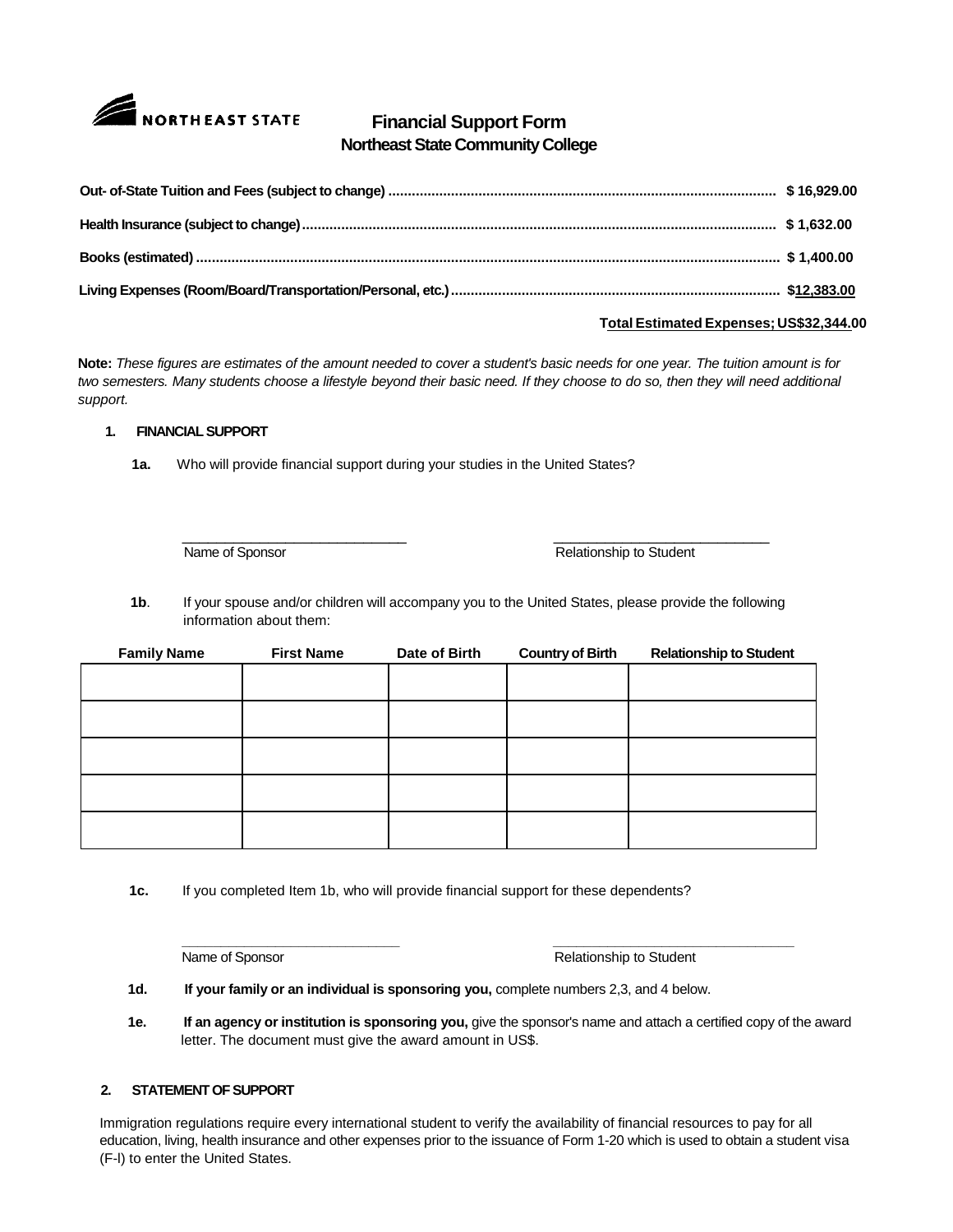# Financial Support Form

## Northeast State Community College

| | |
|---|---|
| Out- of-State Tuition and Fees (subject to change) | $ 16,929.00 |
| Health Insurance (subject to change) | $ 1,632.00 |
| Books (estimated) | $ 1,400.00 |
| Living Expenses (Room/Board/Transportation/Personal, etc.) | $12,383.00 |

**Total Estimated Expenses; US$32,344.00**

**Note:** *These figures are estimates of the amount needed to cover a student's basic needs for one year. The tuition amount is for two semesters. Many students choose a lifestyle beyond their basic need. If they choose to do so, then they will need additional support.*

### 1. FINANCIAL SUPPORT

**1a.** Who will provide financial support during your studies in the United States?

_____________________________ Name of Sponsor

_____________________________ Relationship to Student

**1b**. If your spouse and/or children will accompany you to the United States, please provide the following information about them:

| Family Name | First Name | Date of Birth | Country of Birth | Relationship to Student |
|---|---|---|---|---|
| | | | | |
| | | | | |
| | | | | |
| | | | | |
| | | | | |

**1c.** If you completed Item 1b, who will provide financial support for these dependents?

_____________________________ Name of Sponsor

_____________________________ Relationship to Student

**1d.** **If your family or an individual is sponsoring you,** complete numbers 2,3, and 4 below.

**1e.** **If an agency or institution is sponsoring you,** give the sponsor's name and attach a certified copy of the award letter. The document must give the award amount in US$.

### 2. STATEMENT OF SUPPORT

Immigration regulations require every international student to verify the availability of financial resources to pay for all education, living, health insurance and other expenses prior to the issuance of Form 1-20 which is used to obtain a student visa (F-l) to enter the United States.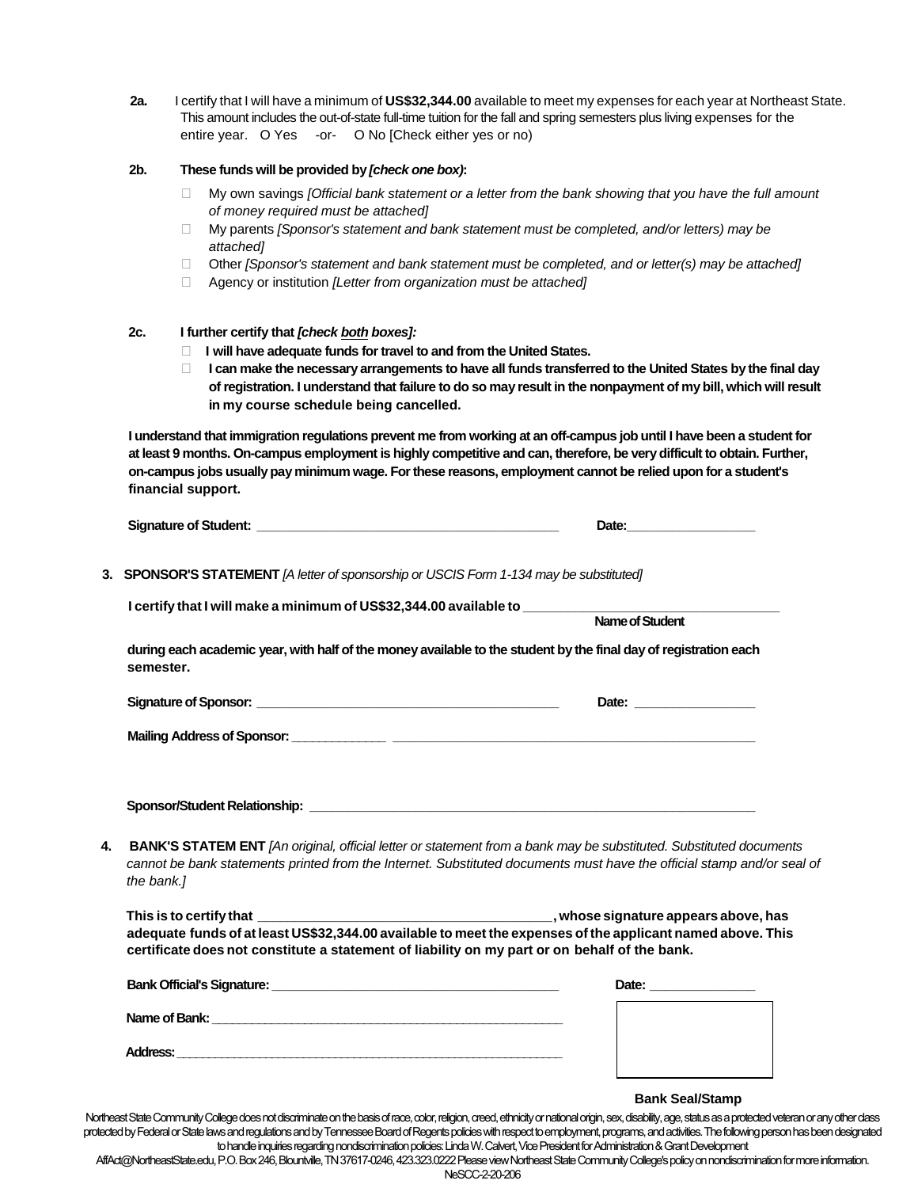**2a.** I certify that I will have a minimum of **US$32,344.00** available to meet my expenses for each year at Northeast State. This amount includes the out-of-state full-time tuition for the fall and spring semesters plus living expenses for the entire year. O Yes -or- O No [Check either yes or no)

**2b. These funds will be provided by *[check one box)*:**

- ☐ My own savings *[Official bank statement or a letter from the bank showing that you have the full amount of money required must be attached]*
- ☐ My parents *[Sponsor's statement and bank statement must be completed, and/or letters) may be attached]*
- ☐ Other *[Sponsor's statement and bank statement must be completed, and or letter(s) may be attached]*
- ☐ Agency or institution *[Letter from organization must be attached]*

**2c. I further certify that *[check both boxes]:***

- ☐ **I will have adequate funds for travel to and from the United States.**
- ☐ **I can make the necessary arrangements to have all funds transferred to the United States by the final day of registration. I understand that failure to do so may result in the nonpayment of my bill, which will result in my course schedule being cancelled.**

**I understand that immigration regulations prevent me from working at an off-campus job until I have been a student for at least 9 months. On-campus employment is highly competitive and can, therefore, be very difficult to obtain. Further, on-campus jobs usually pay minimum wage. For these reasons, employment cannot be relied upon for a student's financial support.**

**Signature of Student:** ________________________________________ **Date:**_________________

**3. SPONSOR'S STATEMENT** *[A letter of sponsorship or USCIS Form 1-134 may be substituted]*

**I certify that I will make a minimum of US$32,344.00 available to** ________________________________
**Name of Student**

**during each academic year, with half of the money available to the student by the final day of registration each semester.**

**Signature of Sponsor:** ________________________________________ **Date:** ________________

**Mailing Address of Sponsor:** _____________ ___________________________________________________

**Sponsor/Student Relationship:** ____________________________________________________________

**4. BANK'S STATEM ENT** *[An original, official letter or statement from a bank may be substituted. Substituted documents cannot be bank statements printed from the Internet. Substituted documents must have the official stamp and/or seal of the bank.]*

**This is to certify that** ______________________________________**, whose signature appears above, has adequate funds of at least US$32,344.00 available to meet the expenses of the applicant named above. This certificate does not constitute a statement of liability on my part or on behalf of the bank.**

**Bank Official's Signature:** ______________________________________ **Date:** ______________

**Name of Bank:** ___________________________________________________

**Address:** ________________________________________________________

**Bank Seal/Stamp**

Northeast State Community College does not discriminate on the basis of race, color, religion, creed, ethnicity or national origin, sex, disability, age, status as a protected veteran or any other class protected by Federal or State laws and regulations and by Tennessee Board of Regents policies with respect to employment, programs, and activities. The following person has been designated to handle inquiries regarding nondiscrimination policies: Linda W. Calvert, Vice President for Administration & Grant Development AffAct@NortheastState.edu, P.O. Box 246, Blountville, TN 37617-0246, 423.323.0222 Please view Northeast State Community College's policy on nondiscrimination for more information.
NeSCC-2-20-206